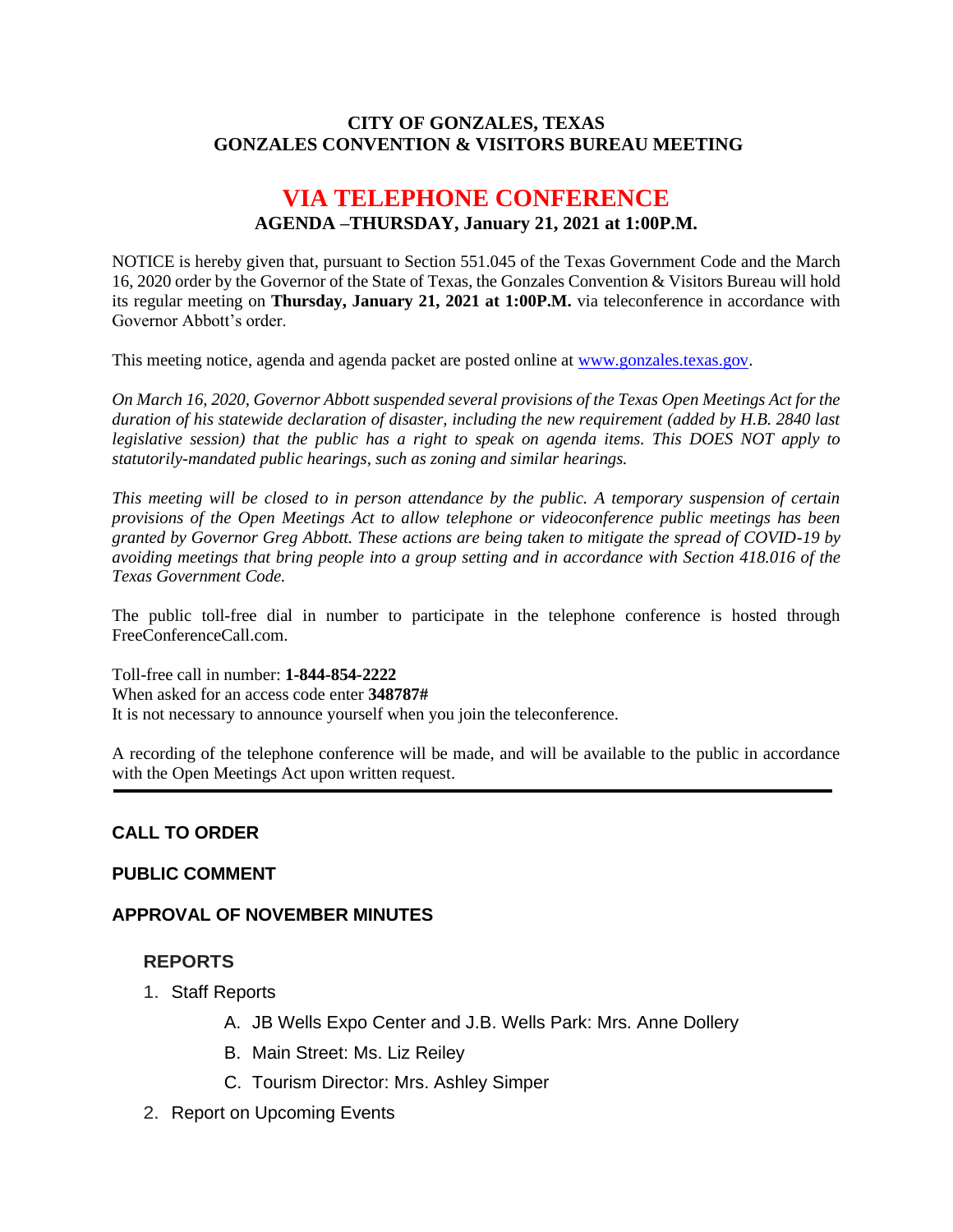**CITY OF GONZALES, TEXAS**
**GONZALES CONVENTION & VISITORS BUREAU MEETING**

# VIA TELEPHONE CONFERENCE

**AGENDA –THURSDAY, January 21, 2021 at 1:00P.M.**

NOTICE is hereby given that, pursuant to Section 551.045 of the Texas Government Code and the March 16, 2020 order by the Governor of the State of Texas, the Gonzales Convention & Visitors Bureau will hold its regular meeting on **Thursday, January 21, 2021 at 1:00P.M.** via teleconference in accordance with Governor Abbott's order.

This meeting notice, agenda and agenda packet are posted online at www.gonzales.texas.gov.

*On March 16, 2020, Governor Abbott suspended several provisions of the Texas Open Meetings Act for the duration of his statewide declaration of disaster, including the new requirement (added by H.B. 2840 last legislative session) that the public has a right to speak on agenda items. This DOES NOT apply to statutorily-mandated public hearings, such as zoning and similar hearings.*

*This meeting will be closed to in person attendance by the public. A temporary suspension of certain provisions of the Open Meetings Act to allow telephone or videoconference public meetings has been granted by Governor Greg Abbott. These actions are being taken to mitigate the spread of COVID-19 by avoiding meetings that bring people into a group setting and in accordance with Section 418.016 of the Texas Government Code.*

The public toll-free dial in number to participate in the telephone conference is hosted through FreeConferenceCall.com.

Toll-free call in number: **1-844-854-2222**
When asked for an access code enter **348787#**
It is not necessary to announce yourself when you join the teleconference.

A recording of the telephone conference will be made, and will be available to the public in accordance with the Open Meetings Act upon written request.

---

## CALL TO ORDER

## PUBLIC COMMENT

## APPROVAL OF NOVEMBER MINUTES

### REPORTS

1. Staff Reports
   - A. JB Wells Expo Center and J.B. Wells Park: Mrs. Anne Dollery
   - B. Main Street: Ms. Liz Reiley
   - C. Tourism Director: Mrs. Ashley Simper
2. Report on Upcoming Events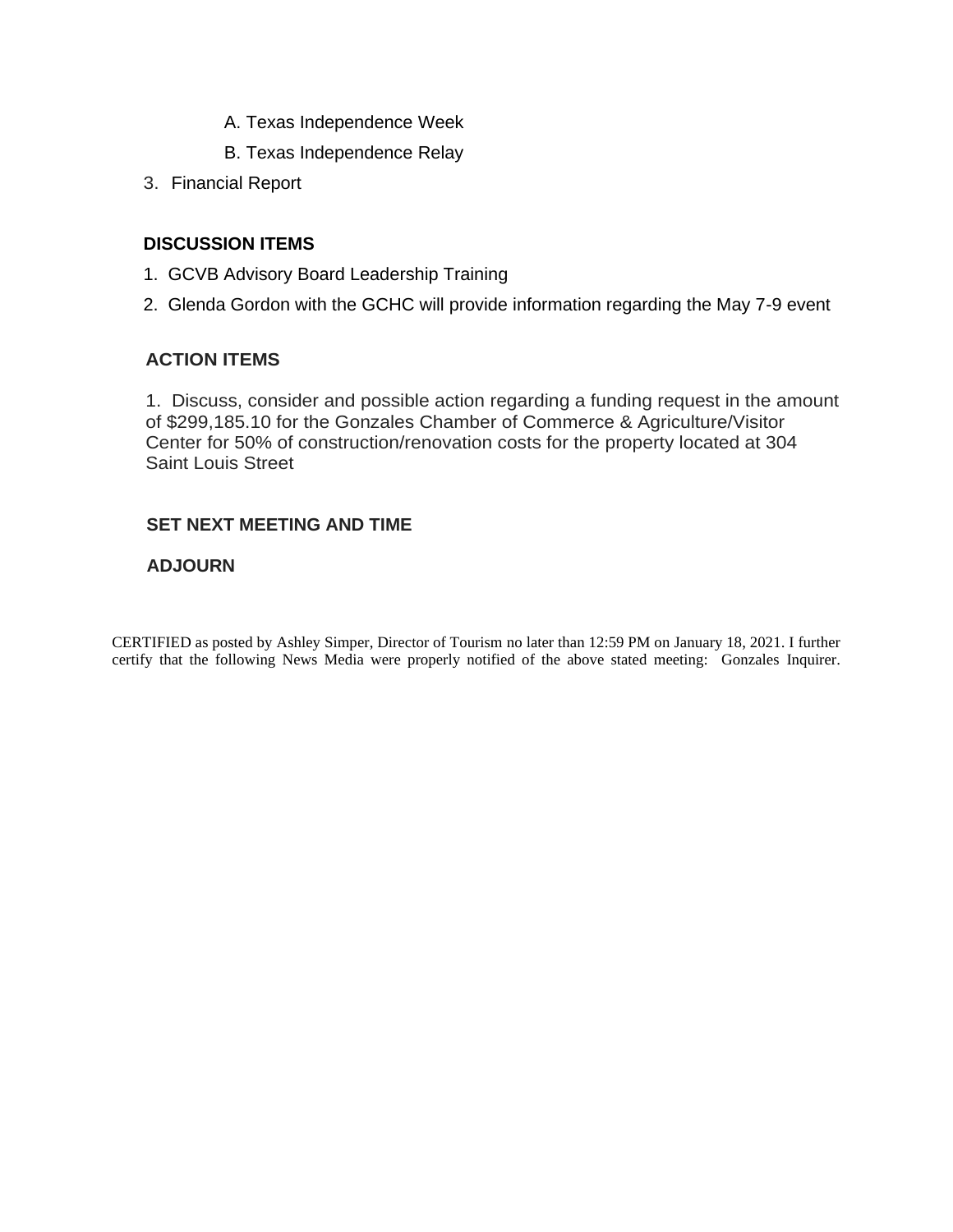A. Texas Independence Week

B. Texas Independence Relay

3. Financial Report

**DISCUSSION ITEMS**

1. GCVB Advisory Board Leadership Training
2. Glenda Gordon with the GCHC will provide information regarding the May 7-9 event

**ACTION ITEMS**

1. Discuss, consider and possible action regarding a funding request in the amount of $299,185.10 for the Gonzales Chamber of Commerce & Agriculture/Visitor Center for 50% of construction/renovation costs for the property located at 304 Saint Louis Street

**SET NEXT MEETING AND TIME**

**ADJOURN**

CERTIFIED as posted by Ashley Simper, Director of Tourism no later than 12:59 PM on January 18, 2021. I further certify that the following News Media were properly notified of the above stated meeting: Gonzales Inquirer.